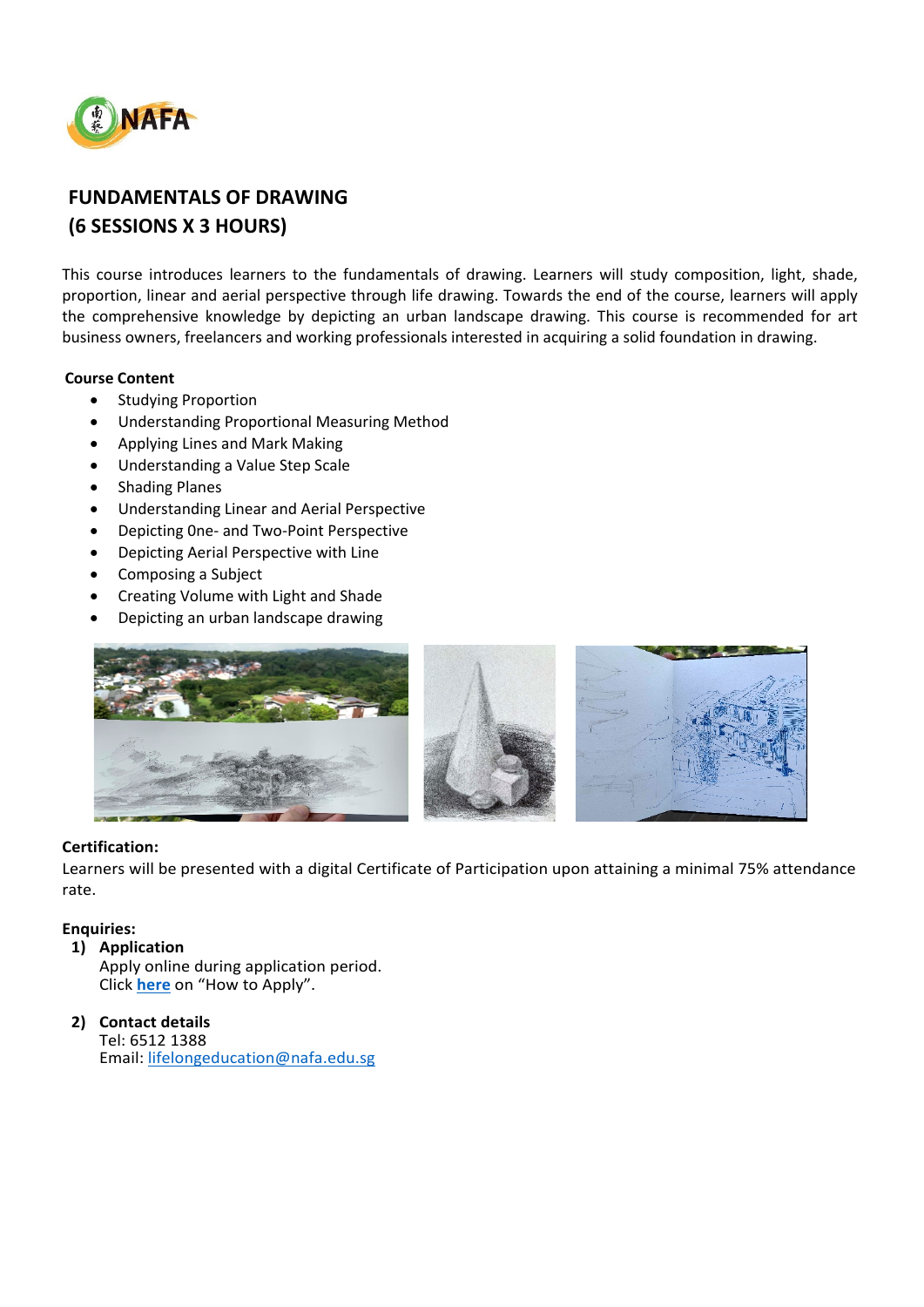# FUNDAMENTALS OF DRAWING
# (6 SESSIONS X 3 HOURS)

This course introduces learners to the fundamentals of drawing. Learners will study composition, light, shade, proportion, linear and aerial perspective through life drawing. Towards the end of the course, learners will apply the comprehensive knowledge by depicting an urban landscape drawing. This course is recommended for art business owners, freelancers and working professionals interested in acquiring a solid foundation in drawing.

**Course Content**

- Studying Proportion
- Understanding Proportional Measuring Method
- Applying Lines and Mark Making
- Understanding a Value Step Scale
- Shading Planes
- Understanding Linear and Aerial Perspective
- Depicting One- and Two-Point Perspective
- Depicting Aerial Perspective with Line
- Composing a Subject
- Creating Volume with Light and Shade
- Depicting an urban landscape drawing

**Certification:**

Learners will be presented with a digital Certificate of Participation upon attaining a minimal 75% attendance rate.

**Enquiries:**

1) **Application**
   Apply online during application period.
   Click **here** on "How to Apply".

2) **Contact details**
   Tel: 6512 1388
   Email: lifelongeducation@nafa.edu.sg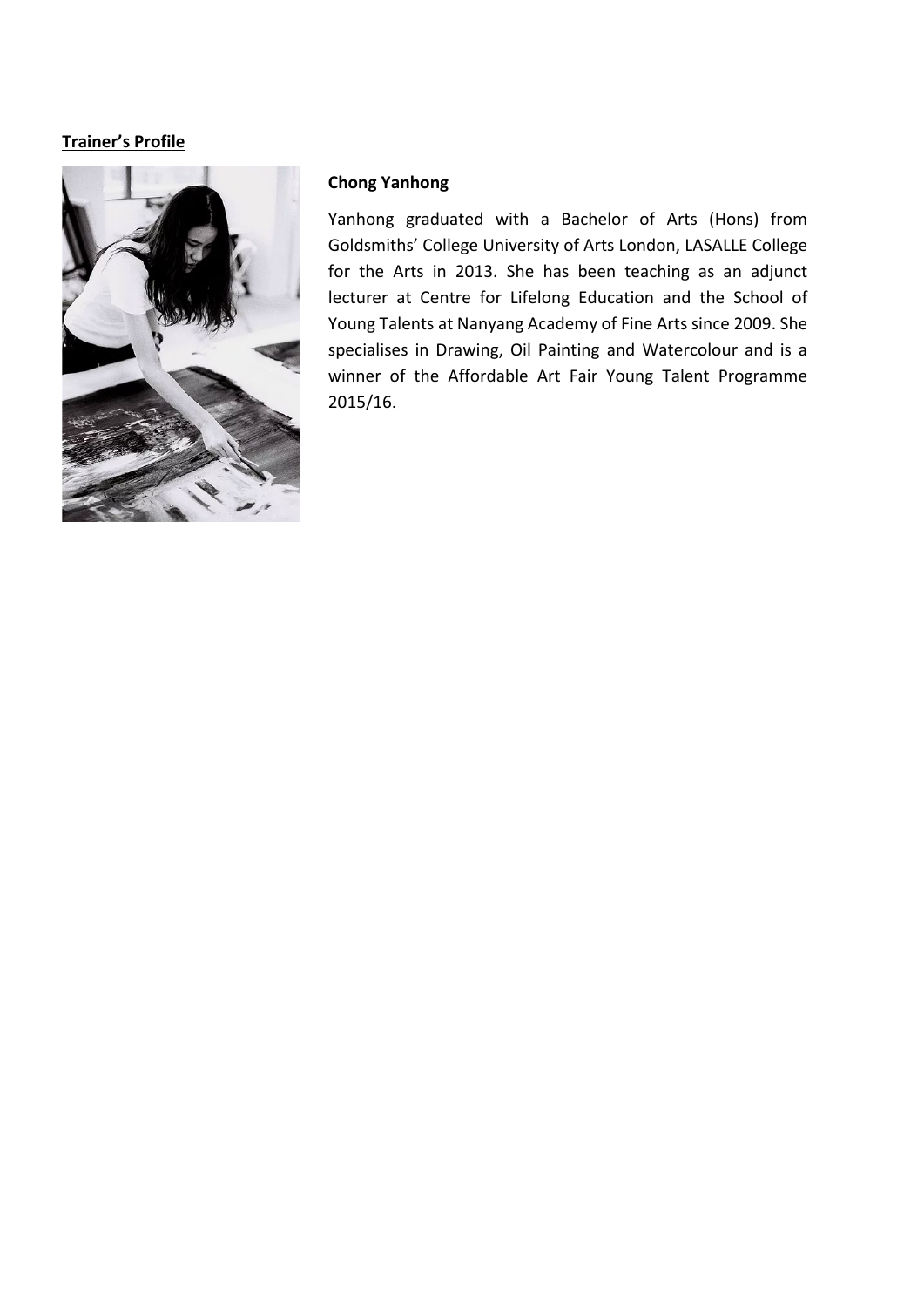**Trainer's Profile**

**Chong Yanhong**

Yanhong graduated with a Bachelor of Arts (Hons) from Goldsmiths' College University of Arts London, LASALLE College for the Arts in 2013. She has been teaching as an adjunct lecturer at Centre for Lifelong Education and the School of Young Talents at Nanyang Academy of Fine Arts since 2009. She specialises in Drawing, Oil Painting and Watercolour and is a winner of the Affordable Art Fair Young Talent Programme 2015/16.